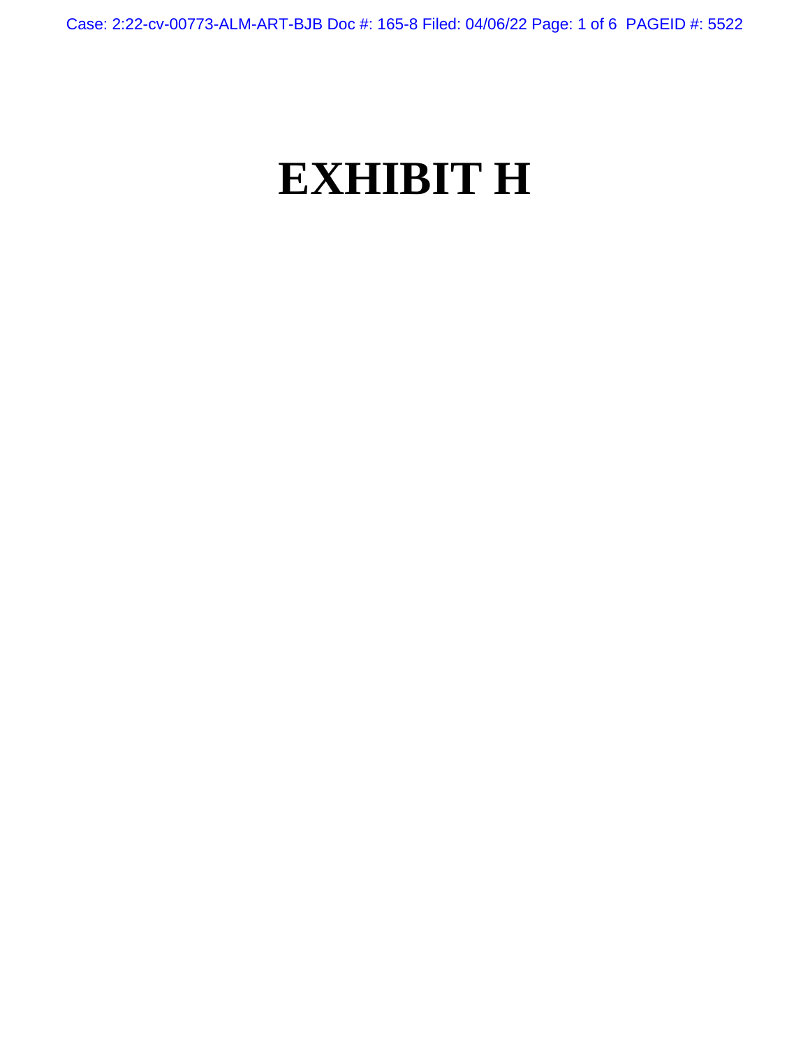# EXHIBIT H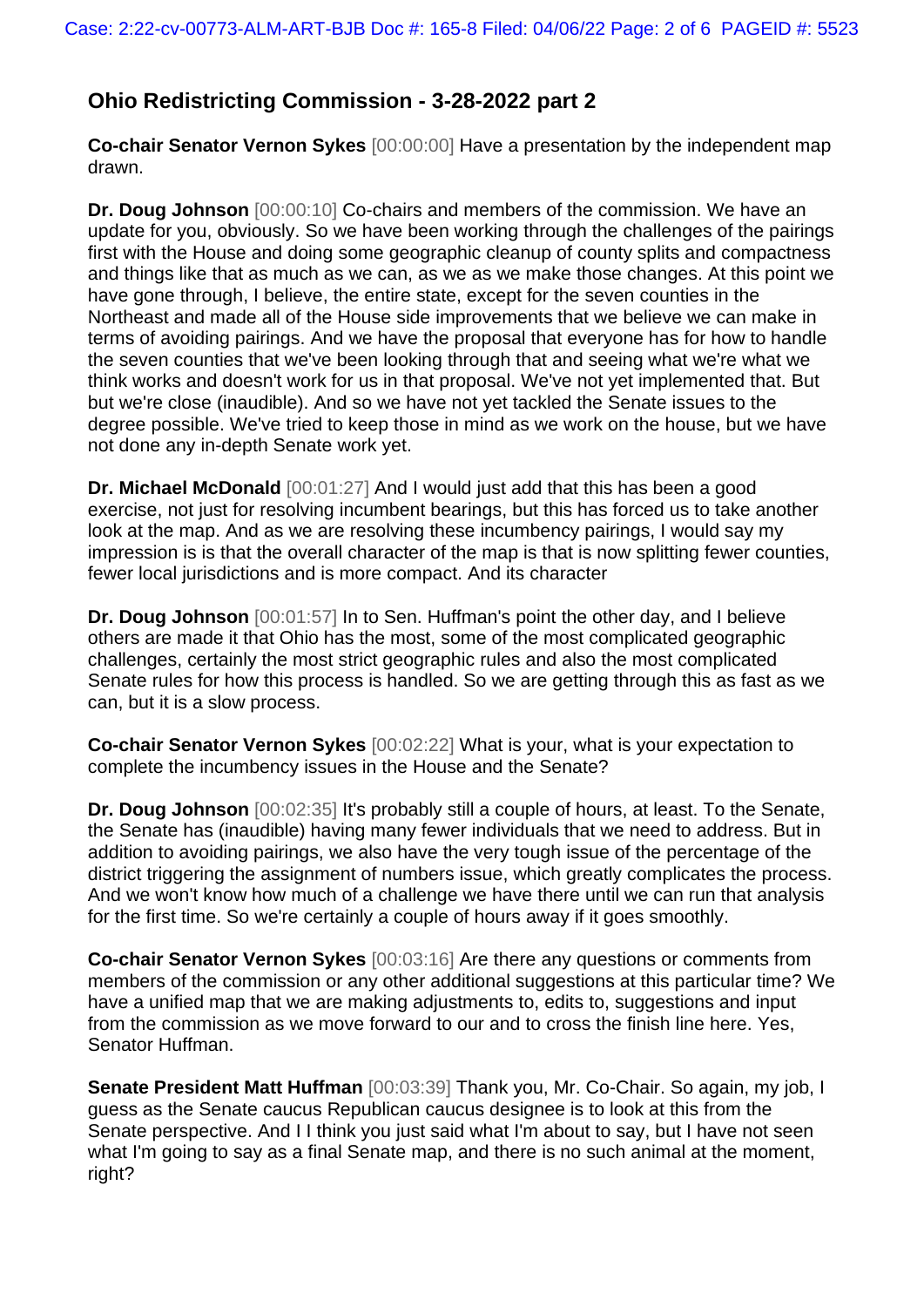## Ohio Redistricting Commission - 3-28-2022 part 2

**Co-chair Senator Vernon Sykes** [00:00:00] Have a presentation by the independent map drawn.

**Dr. Doug Johnson** [00:00:10] Co-chairs and members of the commission. We have an update for you, obviously. So we have been working through the challenges of the pairings first with the House and doing some geographic cleanup of county splits and compactness and things like that as much as we can, as we as we make those changes. At this point we have gone through, I believe, the entire state, except for the seven counties in the Northeast and made all of the House side improvements that we believe we can make in terms of avoiding pairings. And we have the proposal that everyone has for how to handle the seven counties that we've been looking through that and seeing what we're what we think works and doesn't work for us in that proposal. We've not yet implemented that. But but we're close (inaudible). And so we have not yet tackled the Senate issues to the degree possible. We've tried to keep those in mind as we work on the house, but we have not done any in-depth Senate work yet.

**Dr. Michael McDonald** [00:01:27] And I would just add that this has been a good exercise, not just for resolving incumbent bearings, but this has forced us to take another look at the map. And as we are resolving these incumbency pairings, I would say my impression is is that the overall character of the map is that is now splitting fewer counties, fewer local jurisdictions and is more compact. And its character

**Dr. Doug Johnson** [00:01:57] In to Sen. Huffman's point the other day, and I believe others are made it that Ohio has the most, some of the most complicated geographic challenges, certainly the most strict geographic rules and also the most complicated Senate rules for how this process is handled. So we are getting through this as fast as we can, but it is a slow process.

**Co-chair Senator Vernon Sykes** [00:02:22] What is your, what is your expectation to complete the incumbency issues in the House and the Senate?

**Dr. Doug Johnson** [00:02:35] It's probably still a couple of hours, at least. To the Senate, the Senate has (inaudible) having many fewer individuals that we need to address. But in addition to avoiding pairings, we also have the very tough issue of the percentage of the district triggering the assignment of numbers issue, which greatly complicates the process. And we won't know how much of a challenge we have there until we can run that analysis for the first time. So we're certainly a couple of hours away if it goes smoothly.

**Co-chair Senator Vernon Sykes** [00:03:16] Are there any questions or comments from members of the commission or any other additional suggestions at this particular time? We have a unified map that we are making adjustments to, edits to, suggestions and input from the commission as we move forward to our and to cross the finish line here. Yes, Senator Huffman.

**Senate President Matt Huffman** [00:03:39] Thank you, Mr. Co-Chair. So again, my job, I guess as the Senate caucus Republican caucus designee is to look at this from the Senate perspective. And I I think you just said what I'm about to say, but I have not seen what I'm going to say as a final Senate map, and there is no such animal at the moment, right?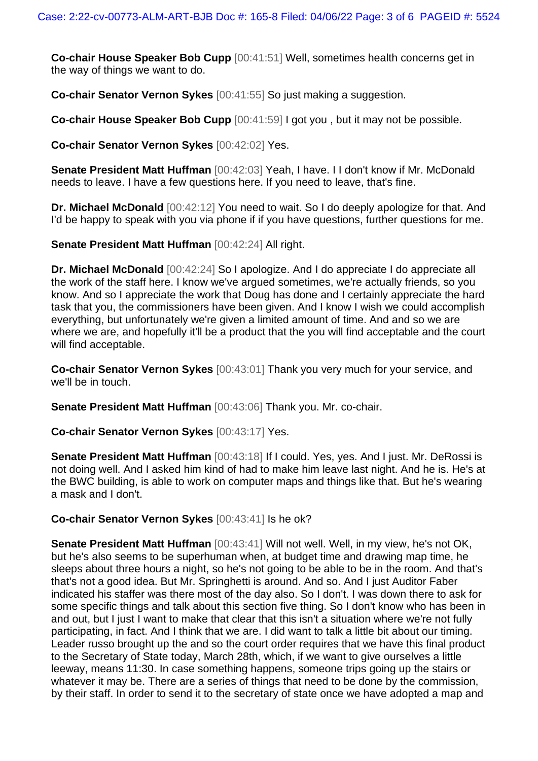**Co-chair House Speaker Bob Cupp** [00:41:51] Well, sometimes health concerns get in the way of things we want to do.

**Co-chair Senator Vernon Sykes** [00:41:55] So just making a suggestion.

**Co-chair House Speaker Bob Cupp** [00:41:59] I got you , but it may not be possible.

**Co-chair Senator Vernon Sykes** [00:42:02] Yes.

**Senate President Matt Huffman** [00:42:03] Yeah, I have. I I don't know if Mr. McDonald needs to leave. I have a few questions here. If you need to leave, that's fine.

**Dr. Michael McDonald** [00:42:12] You need to wait. So I do deeply apologize for that. And I'd be happy to speak with you via phone if if you have questions, further questions for me.

**Senate President Matt Huffman** [00:42:24] All right.

**Dr. Michael McDonald** [00:42:24] So I apologize. And I do appreciate I do appreciate all the work of the staff here. I know we've argued sometimes, we're actually friends, so you know. And so I appreciate the work that Doug has done and I certainly appreciate the hard task that you, the commissioners have been given. And I know I wish we could accomplish everything, but unfortunately we're given a limited amount of time. And and so we are where we are, and hopefully it'll be a product that the you will find acceptable and the court will find acceptable.

**Co-chair Senator Vernon Sykes** [00:43:01] Thank you very much for your service, and we'll be in touch.

**Senate President Matt Huffman** [00:43:06] Thank you. Mr. co-chair.

**Co-chair Senator Vernon Sykes** [00:43:17] Yes.

**Senate President Matt Huffman** [00:43:18] If I could. Yes, yes. And I just. Mr. DeRossi is not doing well. And I asked him kind of had to make him leave last night. And he is. He's at the BWC building, is able to work on computer maps and things like that. But he's wearing a mask and I don't.

**Co-chair Senator Vernon Sykes** [00:43:41] Is he ok?

**Senate President Matt Huffman** [00:43:41] Will not well. Well, in my view, he's not OK, but he's also seems to be superhuman when, at budget time and drawing map time, he sleeps about three hours a night, so he's not going to be able to be in the room. And that's that's not a good idea. But Mr. Springhetti is around. And so. And I just Auditor Faber indicated his staffer was there most of the day also. So I don't. I was down there to ask for some specific things and talk about this section five thing. So I don't know who has been in and out, but I just I want to make that clear that this isn't a situation where we're not fully participating, in fact. And I think that we are. I did want to talk a little bit about our timing. Leader russo brought up the and so the court order requires that we have this final product to the Secretary of State today, March 28th, which, if we want to give ourselves a little leeway, means 11:30. In case something happens, someone trips going up the stairs or whatever it may be. There are a series of things that need to be done by the commission, by their staff. In order to send it to the secretary of state once we have adopted a map and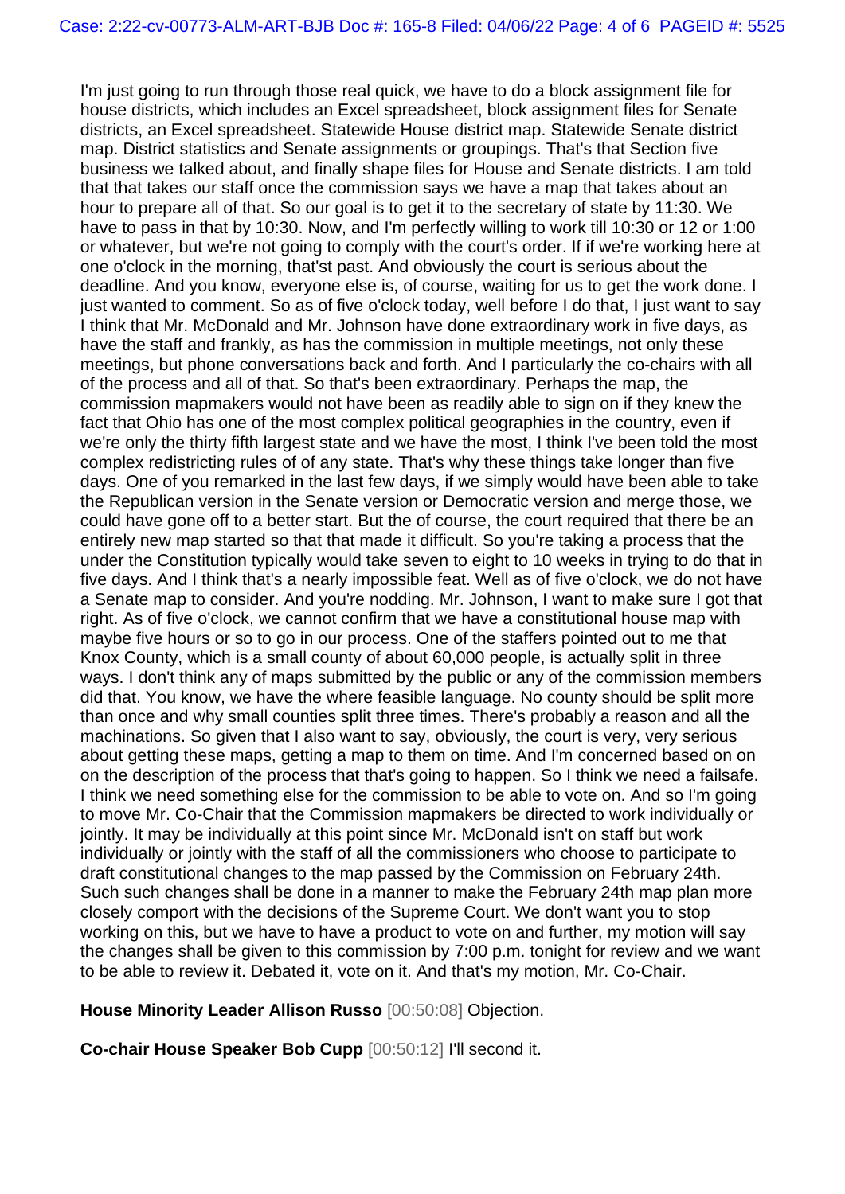I'm just going to run through those real quick, we have to do a block assignment file for house districts, which includes an Excel spreadsheet, block assignment files for Senate districts, an Excel spreadsheet. Statewide House district map. Statewide Senate district map. District statistics and Senate assignments or groupings. That's that Section five business we talked about, and finally shape files for House and Senate districts. I am told that that takes our staff once the commission says we have a map that takes about an hour to prepare all of that. So our goal is to get it to the secretary of state by 11:30. We have to pass in that by 10:30. Now, and I'm perfectly willing to work till 10:30 or 12 or 1:00 or whatever, but we're not going to comply with the court's order. If if we're working here at one o'clock in the morning, that'st past. And obviously the court is serious about the deadline. And you know, everyone else is, of course, waiting for us to get the work done. I just wanted to comment. So as of five o'clock today, well before I do that, I just want to say I think that Mr. McDonald and Mr. Johnson have done extraordinary work in five days, as have the staff and frankly, as has the commission in multiple meetings, not only these meetings, but phone conversations back and forth. And I particularly the co-chairs with all of the process and all of that. So that's been extraordinary. Perhaps the map, the commission mapmakers would not have been as readily able to sign on if they knew the fact that Ohio has one of the most complex political geographies in the country, even if we're only the thirty fifth largest state and we have the most, I think I've been told the most complex redistricting rules of of any state. That's why these things take longer than five days. One of you remarked in the last few days, if we simply would have been able to take the Republican version in the Senate version or Democratic version and merge those, we could have gone off to a better start. But the of course, the court required that there be an entirely new map started so that that made it difficult. So you're taking a process that the under the Constitution typically would take seven to eight to 10 weeks in trying to do that in five days. And I think that's a nearly impossible feat. Well as of five o'clock, we do not have a Senate map to consider. And you're nodding. Mr. Johnson, I want to make sure I got that right. As of five o'clock, we cannot confirm that we have a constitutional house map with maybe five hours or so to go in our process. One of the staffers pointed out to me that Knox County, which is a small county of about 60,000 people, is actually split in three ways. I don't think any of maps submitted by the public or any of the commission members did that. You know, we have the where feasible language. No county should be split more than once and why small counties split three times. There's probably a reason and all the machinations. So given that I also want to say, obviously, the court is very, very serious about getting these maps, getting a map to them on time. And I'm concerned based on on on the description of the process that that's going to happen. So I think we need a failsafe. I think we need something else for the commission to be able to vote on. And so I'm going to move Mr. Co-Chair that the Commission mapmakers be directed to work individually or jointly. It may be individually at this point since Mr. McDonald isn't on staff but work individually or jointly with the staff of all the commissioners who choose to participate to draft constitutional changes to the map passed by the Commission on February 24th. Such such changes shall be done in a manner to make the February 24th map plan more closely comport with the decisions of the Supreme Court. We don't want you to stop working on this, but we have to have a product to vote on and further, my motion will say the changes shall be given to this commission by 7:00 p.m. tonight for review and we want to be able to review it. Debated it, vote on it. And that's my motion, Mr. Co-Chair.

**House Minority Leader Allison Russo** [00:50:08] Objection.

**Co-chair House Speaker Bob Cupp** [00:50:12] I'll second it.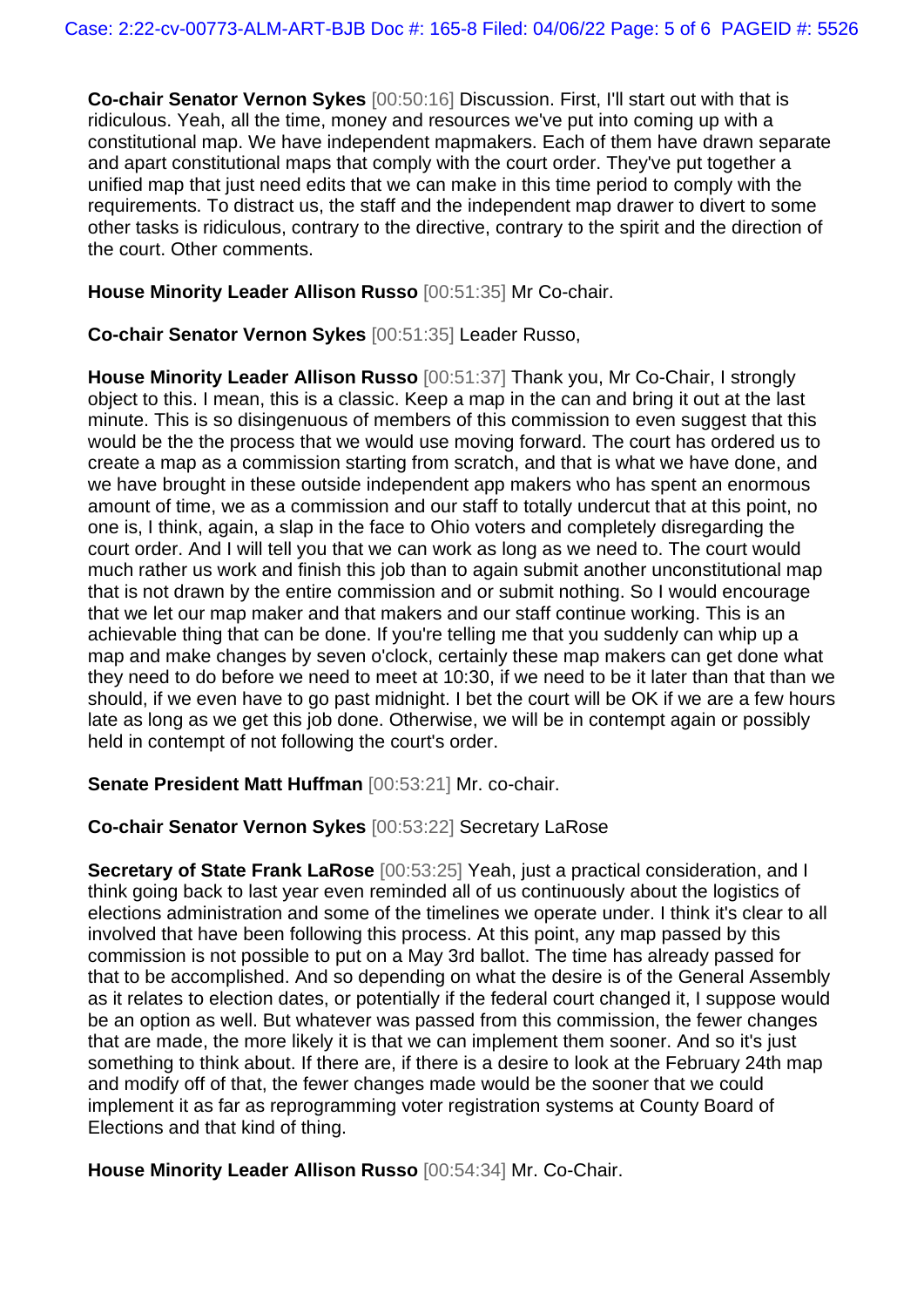**Co-chair Senator Vernon Sykes** [00:50:16] Discussion. First, I'll start out with that is ridiculous. Yeah, all the time, money and resources we've put into coming up with a constitutional map. We have independent mapmakers. Each of them have drawn separate and apart constitutional maps that comply with the court order. They've put together a unified map that just need edits that we can make in this time period to comply with the requirements. To distract us, the staff and the independent map drawer to divert to some other tasks is ridiculous, contrary to the directive, contrary to the spirit and the direction of the court. Other comments.

**House Minority Leader Allison Russo** [00:51:35] Mr Co-chair.

**Co-chair Senator Vernon Sykes** [00:51:35] Leader Russo,

**House Minority Leader Allison Russo** [00:51:37] Thank you, Mr Co-Chair, I strongly object to this. I mean, this is a classic. Keep a map in the can and bring it out at the last minute. This is so disingenuous of members of this commission to even suggest that this would be the the process that we would use moving forward. The court has ordered us to create a map as a commission starting from scratch, and that is what we have done, and we have brought in these outside independent app makers who has spent an enormous amount of time, we as a commission and our staff to totally undercut that at this point, no one is, I think, again, a slap in the face to Ohio voters and completely disregarding the court order. And I will tell you that we can work as long as we need to. The court would much rather us work and finish this job than to again submit another unconstitutional map that is not drawn by the entire commission and or submit nothing. So I would encourage that we let our map maker and that makers and our staff continue working. This is an achievable thing that can be done. If you're telling me that you suddenly can whip up a map and make changes by seven o'clock, certainly these map makers can get done what they need to do before we need to meet at 10:30, if we need to be it later than that than we should, if we even have to go past midnight. I bet the court will be OK if we are a few hours late as long as we get this job done. Otherwise, we will be in contempt again or possibly held in contempt of not following the court's order.

**Senate President Matt Huffman** [00:53:21] Mr. co-chair.

**Co-chair Senator Vernon Sykes** [00:53:22] Secretary LaRose

**Secretary of State Frank LaRose** [00:53:25] Yeah, just a practical consideration, and I think going back to last year even reminded all of us continuously about the logistics of elections administration and some of the timelines we operate under. I think it's clear to all involved that have been following this process. At this point, any map passed by this commission is not possible to put on a May 3rd ballot. The time has already passed for that to be accomplished. And so depending on what the desire is of the General Assembly as it relates to election dates, or potentially if the federal court changed it, I suppose would be an option as well. But whatever was passed from this commission, the fewer changes that are made, the more likely it is that we can implement them sooner. And so it's just something to think about. If there are, if there is a desire to look at the February 24th map and modify off of that, the fewer changes made would be the sooner that we could implement it as far as reprogramming voter registration systems at County Board of Elections and that kind of thing.

**House Minority Leader Allison Russo** [00:54:34] Mr. Co-Chair.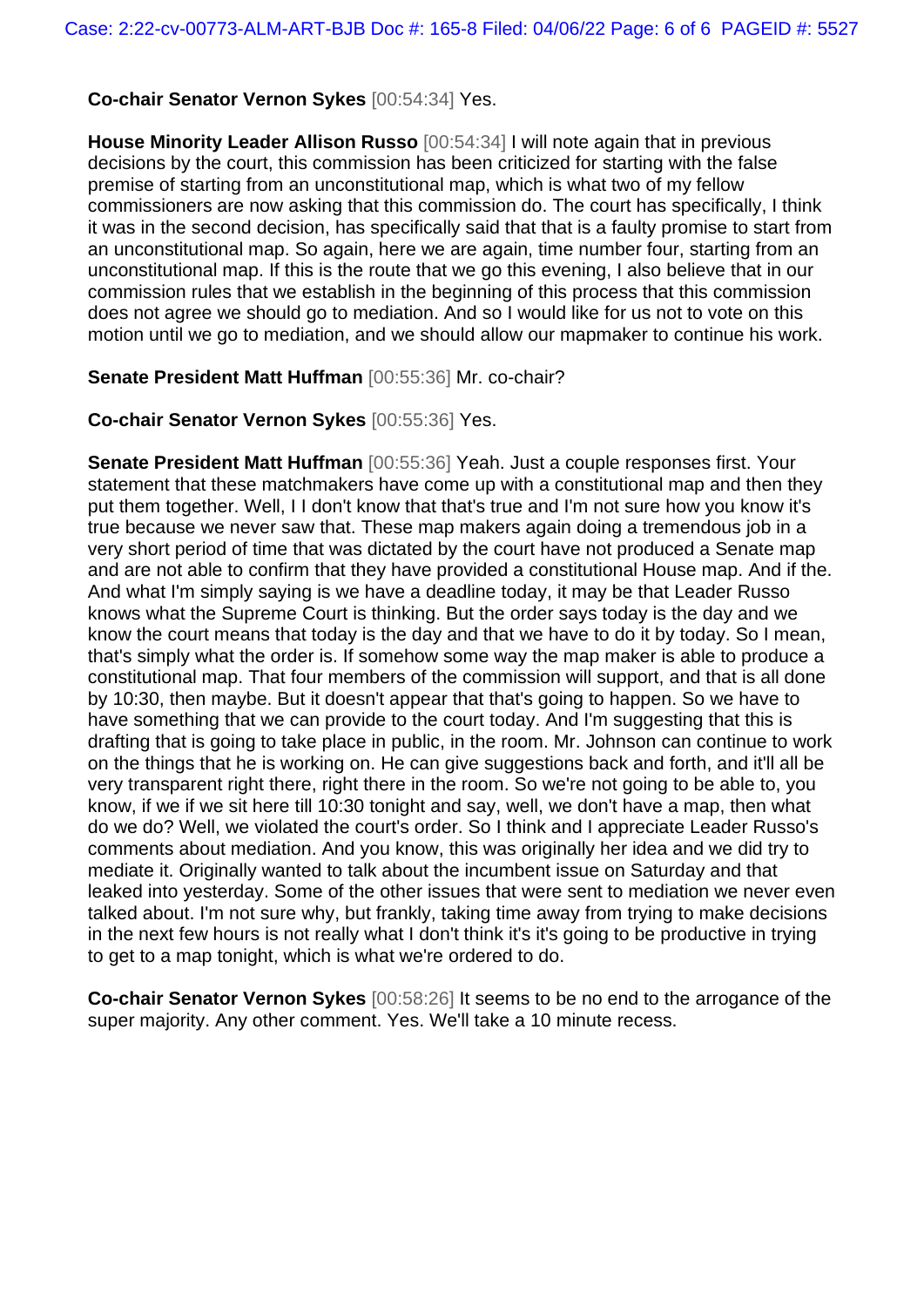**Co-chair Senator Vernon Sykes** [00:54:34] Yes.

**House Minority Leader Allison Russo** [00:54:34] I will note again that in previous decisions by the court, this commission has been criticized for starting with the false premise of starting from an unconstitutional map, which is what two of my fellow commissioners are now asking that this commission do. The court has specifically, I think it was in the second decision, has specifically said that that is a faulty promise to start from an unconstitutional map. So again, here we are again, time number four, starting from an unconstitutional map. If this is the route that we go this evening, I also believe that in our commission rules that we establish in the beginning of this process that this commission does not agree we should go to mediation. And so I would like for us not to vote on this motion until we go to mediation, and we should allow our mapmaker to continue his work.

**Senate President Matt Huffman** [00:55:36] Mr. co-chair?

**Co-chair Senator Vernon Sykes** [00:55:36] Yes.

**Senate President Matt Huffman** [00:55:36] Yeah. Just a couple responses first. Your statement that these matchmakers have come up with a constitutional map and then they put them together. Well, I I don't know that that's true and I'm not sure how you know it's true because we never saw that. These map makers again doing a tremendous job in a very short period of time that was dictated by the court have not produced a Senate map and are not able to confirm that they have provided a constitutional House map. And if the. And what I'm simply saying is we have a deadline today, it may be that Leader Russo knows what the Supreme Court is thinking. But the order says today is the day and we know the court means that today is the day and that we have to do it by today. So I mean, that's simply what the order is. If somehow some way the map maker is able to produce a constitutional map. That four members of the commission will support, and that is all done by 10:30, then maybe. But it doesn't appear that that's going to happen. So we have to have something that we can provide to the court today. And I'm suggesting that this is drafting that is going to take place in public, in the room. Mr. Johnson can continue to work on the things that he is working on. He can give suggestions back and forth, and it'll all be very transparent right there, right there in the room. So we're not going to be able to, you know, if we if we sit here till 10:30 tonight and say, well, we don't have a map, then what do we do? Well, we violated the court's order. So I think and I appreciate Leader Russo's comments about mediation. And you know, this was originally her idea and we did try to mediate it. Originally wanted to talk about the incumbent issue on Saturday and that leaked into yesterday. Some of the other issues that were sent to mediation we never even talked about. I'm not sure why, but frankly, taking time away from trying to make decisions in the next few hours is not really what I don't think it's it's going to be productive in trying to get to a map tonight, which is what we're ordered to do.

**Co-chair Senator Vernon Sykes** [00:58:26] It seems to be no end to the arrogance of the super majority. Any other comment. Yes. We'll take a 10 minute recess.